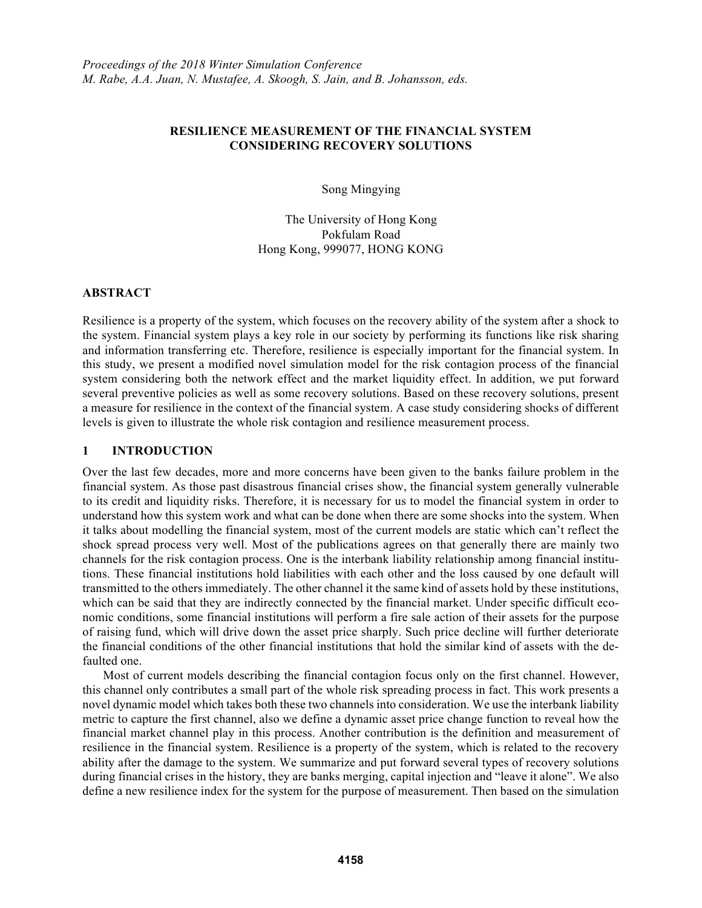*Proceedings of the 2018 Winter Simulation Conference*
*M. Rabe, A.A. Juan, N. Mustafee, A. Skoogh, S. Jain, and B. Johansson, eds.*

# RESILIENCE MEASUREMENT OF THE FINANCIAL SYSTEM CONSIDERING RECOVERY SOLUTIONS

Song Mingying

The University of Hong Kong
Pokfulam Road
Hong Kong, 999077, HONG KONG

## ABSTRACT

Resilience is a property of the system, which focuses on the recovery ability of the system after a shock to the system. Financial system plays a key role in our society by performing its functions like risk sharing and information transferring etc. Therefore, resilience is especially important for the financial system. In this study, we present a modified novel simulation model for the risk contagion process of the financial system considering both the network effect and the market liquidity effect. In addition, we put forward several preventive policies as well as some recovery solutions. Based on these recovery solutions, present a measure for resilience in the context of the financial system. A case study considering shocks of different levels is given to illustrate the whole risk contagion and resilience measurement process.

## 1 INTRODUCTION

Over the last few decades, more and more concerns have been given to the banks failure problem in the financial system. As those past disastrous financial crises show, the financial system generally vulnerable to its credit and liquidity risks. Therefore, it is necessary for us to model the financial system in order to understand how this system work and what can be done when there are some shocks into the system. When it talks about modelling the financial system, most of the current models are static which can't reflect the shock spread process very well. Most of the publications agrees on that generally there are mainly two channels for the risk contagion process. One is the interbank liability relationship among financial institutions. These financial institutions hold liabilities with each other and the loss caused by one default will transmitted to the others immediately. The other channel it the same kind of assets hold by these institutions, which can be said that they are indirectly connected by the financial market. Under specific difficult economic conditions, some financial institutions will perform a fire sale action of their assets for the purpose of raising fund, which will drive down the asset price sharply. Such price decline will further deteriorate the financial conditions of the other financial institutions that hold the similar kind of assets with the defaulted one.

Most of current models describing the financial contagion focus only on the first channel. However, this channel only contributes a small part of the whole risk spreading process in fact. This work presents a novel dynamic model which takes both these two channels into consideration. We use the interbank liability metric to capture the first channel, also we define a dynamic asset price change function to reveal how the financial market channel play in this process. Another contribution is the definition and measurement of resilience in the financial system. Resilience is a property of the system, which is related to the recovery ability after the damage to the system. We summarize and put forward several types of recovery solutions during financial crises in the history, they are banks merging, capital injection and "leave it alone". We also define a new resilience index for the system for the purpose of measurement. Then based on the simulation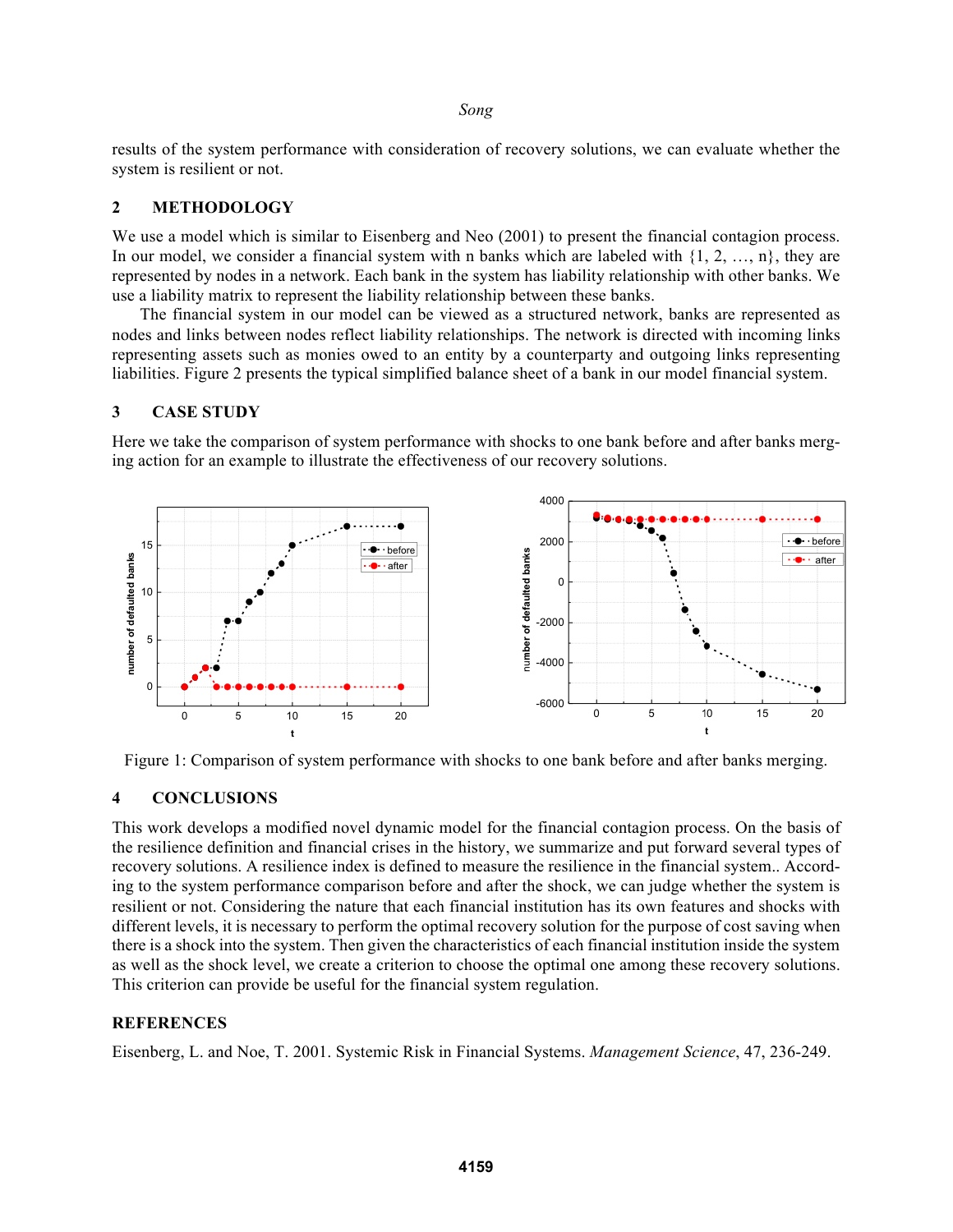results of the system performance with consideration of recovery solutions, we can evaluate whether the system is resilient or not.

## 2 METHODOLOGY

We use a model which is similar to Eisenberg and Neo (2001) to present the financial contagion process. In our model, we consider a financial system with n banks which are labeled with {1, 2, …, n}, they are represented by nodes in a network. Each bank in the system has liability relationship with other banks. We use a liability matrix to represent the liability relationship between these banks.

The financial system in our model can be viewed as a structured network, banks are represented as nodes and links between nodes reflect liability relationships. The network is directed with incoming links representing assets such as monies owed to an entity by a counterparty and outgoing links representing liabilities. Figure 2 presents the typical simplified balance sheet of a bank in our model financial system.

## 3 CASE STUDY

Here we take the comparison of system performance with shocks to one bank before and after banks merging action for an example to illustrate the effectiveness of our recovery solutions.

number of defaulted banks
15
10
5
0
0
5
10
15
20
t
before
after

number of defaulted banks
4000
2000
0
-2000
-4000
-6000
0
5
10
15
20
t
before
after

Figure 1: Comparison of system performance with shocks to one bank before and after banks merging.

## 4 CONCLUSIONS

This work develops a modified novel dynamic model for the financial contagion process. On the basis of the resilience definition and financial crises in the history, we summarize and put forward several types of recovery solutions. A resilience index is defined to measure the resilience in the financial system.. According to the system performance comparison before and after the shock, we can judge whether the system is resilient or not. Considering the nature that each financial institution has its own features and shocks with different levels, it is necessary to perform the optimal recovery solution for the purpose of cost saving when there is a shock into the system. Then given the characteristics of each financial institution inside the system as well as the shock level, we create a criterion to choose the optimal one among these recovery solutions. This criterion can provide be useful for the financial system regulation.

## REFERENCES

Eisenberg, L. and Noe, T. 2001. Systemic Risk in Financial Systems. *Management Science*, 47, 236-249.